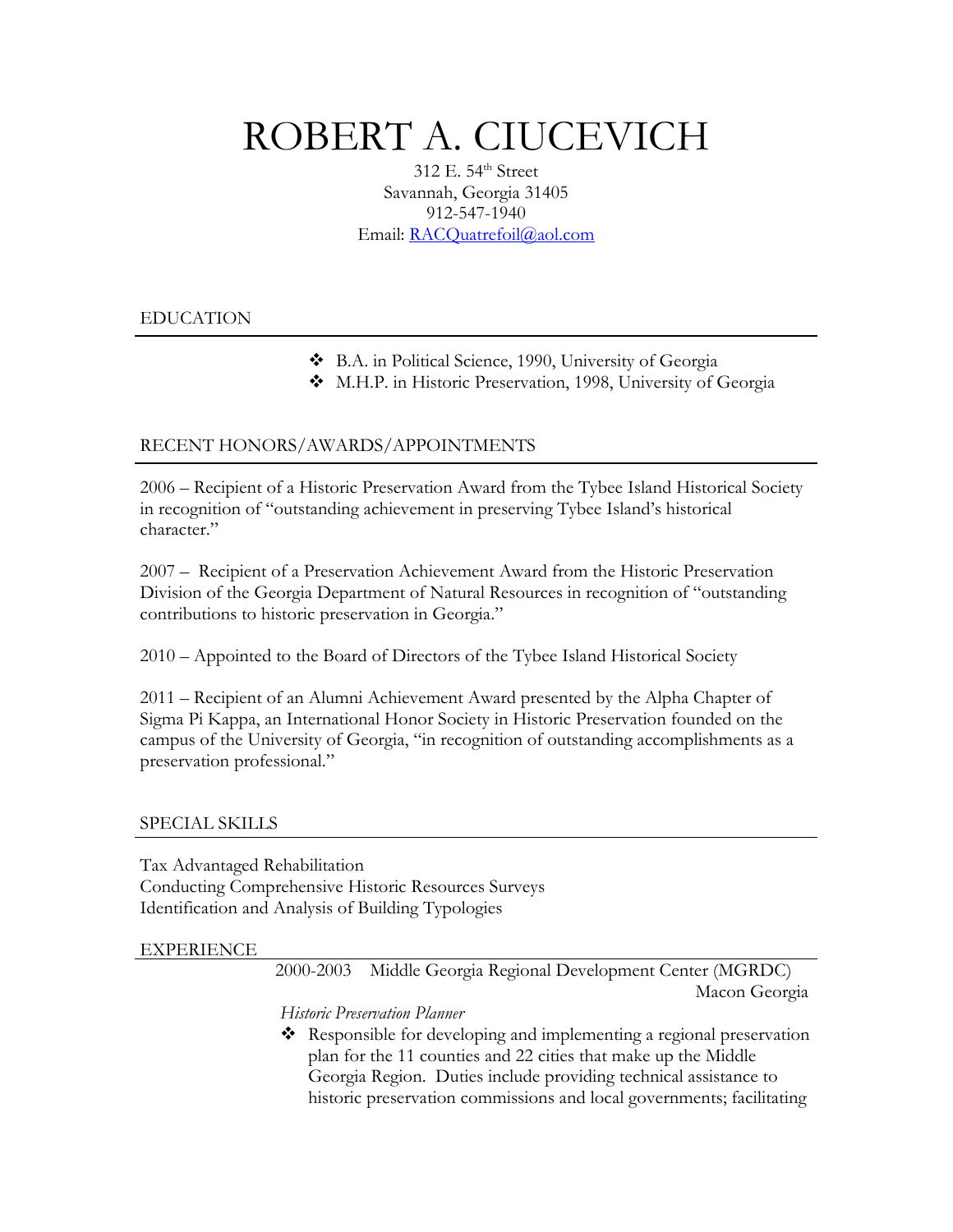# ROBERT A. CIUCEVICH

312 E. 54th Street
Savannah, Georgia 31405
912-547-1940
Email: RACQuatrefoil@aol.com

## EDUCATION

- B.A. in Political Science, 1990, University of Georgia
- M.H.P. in Historic Preservation, 1998, University of Georgia

## RECENT HONORS/AWARDS/APPOINTMENTS

2006 – Recipient of a Historic Preservation Award from the Tybee Island Historical Society in recognition of "outstanding achievement in preserving Tybee Island's historical character."

2007 – Recipient of a Preservation Achievement Award from the Historic Preservation Division of the Georgia Department of Natural Resources in recognition of "outstanding contributions to historic preservation in Georgia."

2010 – Appointed to the Board of Directors of the Tybee Island Historical Society

2011 – Recipient of an Alumni Achievement Award presented by the Alpha Chapter of Sigma Pi Kappa, an International Honor Society in Historic Preservation founded on the campus of the University of Georgia, "in recognition of outstanding accomplishments as a preservation professional."

## SPECIAL SKILLS

Tax Advantaged Rehabilitation
Conducting Comprehensive Historic Resources Surveys
Identification and Analysis of Building Typologies

## EXPERIENCE

2000-2003 Middle Georgia Regional Development Center (MGRDC)
Macon Georgia

*Historic Preservation Planner*

- Responsible for developing and implementing a regional preservation plan for the 11 counties and 22 cities that make up the Middle Georgia Region. Duties include providing technical assistance to historic preservation commissions and local governments; facilitating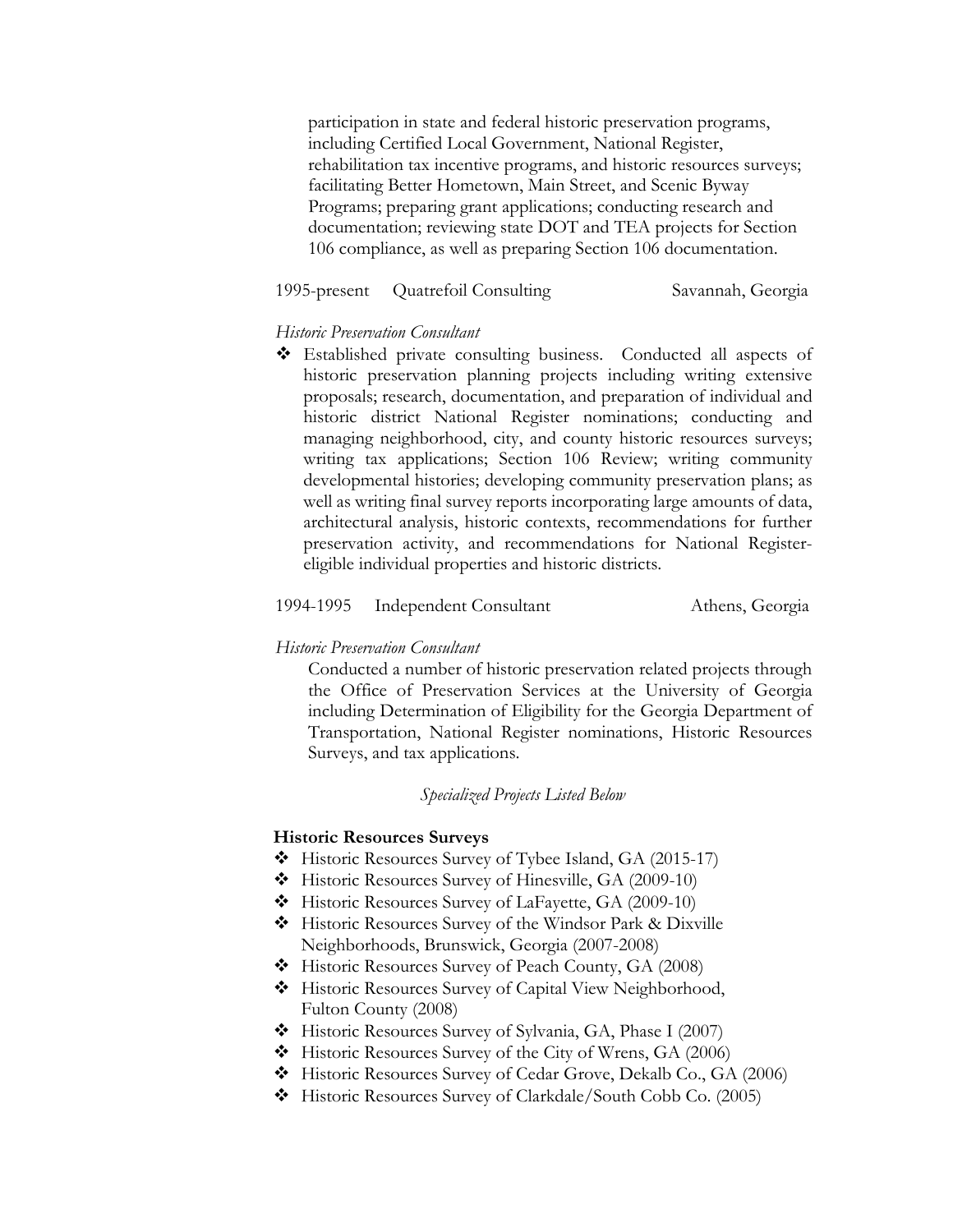participation in state and federal historic preservation programs, including Certified Local Government, National Register, rehabilitation tax incentive programs, and historic resources surveys; facilitating Better Hometown, Main Street, and Scenic Byway Programs; preparing grant applications; conducting research and documentation; reviewing state DOT and TEA projects for Section 106 compliance, as well as preparing Section 106 documentation.

1995-present Quatrefoil Consulting Savannah, Georgia

*Historic Preservation Consultant*

- Established private consulting business. Conducted all aspects of historic preservation planning projects including writing extensive proposals; research, documentation, and preparation of individual and historic district National Register nominations; conducting and managing neighborhood, city, and county historic resources surveys; writing tax applications; Section 106 Review; writing community developmental histories; developing community preservation plans; as well as writing final survey reports incorporating large amounts of data, architectural analysis, historic contexts, recommendations for further preservation activity, and recommendations for National Register-eligible individual properties and historic districts.

1994-1995 Independent Consultant Athens, Georgia

*Historic Preservation Consultant*

Conducted a number of historic preservation related projects through the Office of Preservation Services at the University of Georgia including Determination of Eligibility for the Georgia Department of Transportation, National Register nominations, Historic Resources Surveys, and tax applications.

*Specialized Projects Listed Below*

**Historic Resources Surveys**

- Historic Resources Survey of Tybee Island, GA (2015-17)
- Historic Resources Survey of Hinesville, GA (2009-10)
- Historic Resources Survey of LaFayette, GA (2009-10)
- Historic Resources Survey of the Windsor Park & Dixville Neighborhoods, Brunswick, Georgia (2007-2008)
- Historic Resources Survey of Peach County, GA (2008)
- Historic Resources Survey of Capital View Neighborhood, Fulton County (2008)
- Historic Resources Survey of Sylvania, GA, Phase I (2007)
- Historic Resources Survey of the City of Wrens, GA (2006)
- Historic Resources Survey of Cedar Grove, Dekalb Co., GA (2006)
- Historic Resources Survey of Clarkdale/South Cobb Co. (2005)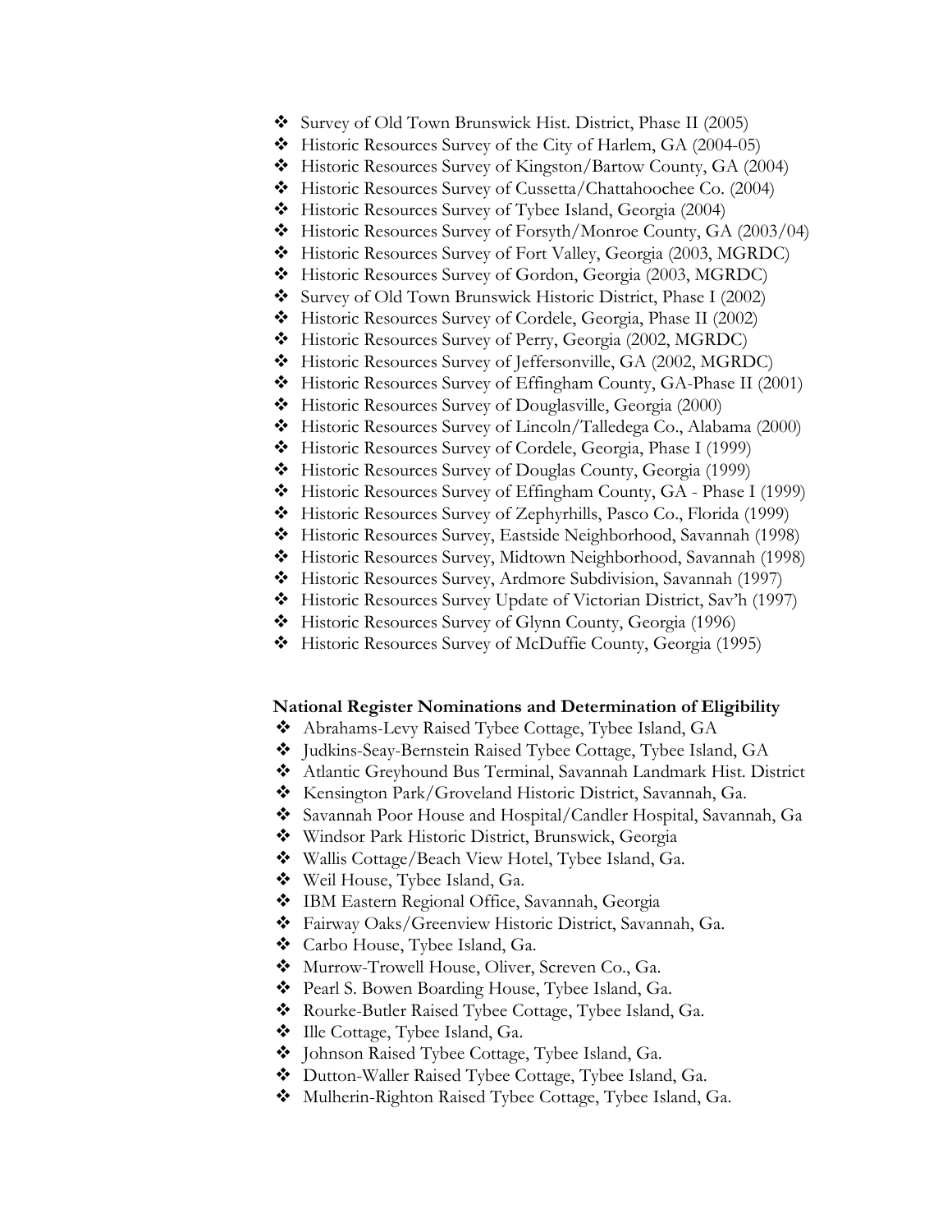- Survey of Old Town Brunswick Hist. District, Phase II (2005)
- Historic Resources Survey of the City of Harlem, GA (2004-05)
- Historic Resources Survey of Kingston/Bartow County, GA (2004)
- Historic Resources Survey of Cussetta/Chattahoochee Co. (2004)
- Historic Resources Survey of Tybee Island, Georgia (2004)
- Historic Resources Survey of Forsyth/Monroe County, GA (2003/04)
- Historic Resources Survey of Fort Valley, Georgia (2003, MGRDC)
- Historic Resources Survey of Gordon, Georgia (2003, MGRDC)
- Survey of Old Town Brunswick Historic District, Phase I (2002)
- Historic Resources Survey of Cordele, Georgia, Phase II (2002)
- Historic Resources Survey of Perry, Georgia (2002, MGRDC)
- Historic Resources Survey of Jeffersonville, GA (2002, MGRDC)
- Historic Resources Survey of Effingham County, GA-Phase II (2001)
- Historic Resources Survey of Douglasville, Georgia (2000)
- Historic Resources Survey of Lincoln/Talledega Co., Alabama (2000)
- Historic Resources Survey of Cordele, Georgia, Phase I (1999)
- Historic Resources Survey of Douglas County, Georgia (1999)
- Historic Resources Survey of Effingham County, GA - Phase I (1999)
- Historic Resources Survey of Zephyrhills, Pasco Co., Florida (1999)
- Historic Resources Survey, Eastside Neighborhood, Savannah (1998)
- Historic Resources Survey, Midtown Neighborhood, Savannah (1998)
- Historic Resources Survey, Ardmore Subdivision, Savannah (1997)
- Historic Resources Survey Update of Victorian District, Sav'h (1997)
- Historic Resources Survey of Glynn County, Georgia (1996)
- Historic Resources Survey of McDuffie County, Georgia (1995)

**National Register Nominations and Determination of Eligibility**

- Abrahams-Levy Raised Tybee Cottage, Tybee Island, GA
- Judkins-Seay-Bernstein Raised Tybee Cottage, Tybee Island, GA
- Atlantic Greyhound Bus Terminal, Savannah Landmark Hist. District
- Kensington Park/Groveland Historic District, Savannah, Ga.
- Savannah Poor House and Hospital/Candler Hospital, Savannah, Ga
- Windsor Park Historic District, Brunswick, Georgia
- Wallis Cottage/Beach View Hotel, Tybee Island, Ga.
- Weil House, Tybee Island, Ga.
- IBM Eastern Regional Office, Savannah, Georgia
- Fairway Oaks/Greenview Historic District, Savannah, Ga.
- Carbo House, Tybee Island, Ga.
- Murrow-Trowell House, Oliver, Screven Co., Ga.
- Pearl S. Bowen Boarding House, Tybee Island, Ga.
- Rourke-Butler Raised Tybee Cottage, Tybee Island, Ga.
- Ille Cottage, Tybee Island, Ga.
- Johnson Raised Tybee Cottage, Tybee Island, Ga.
- Dutton-Waller Raised Tybee Cottage, Tybee Island, Ga.
- Mulherin-Righton Raised Tybee Cottage, Tybee Island, Ga.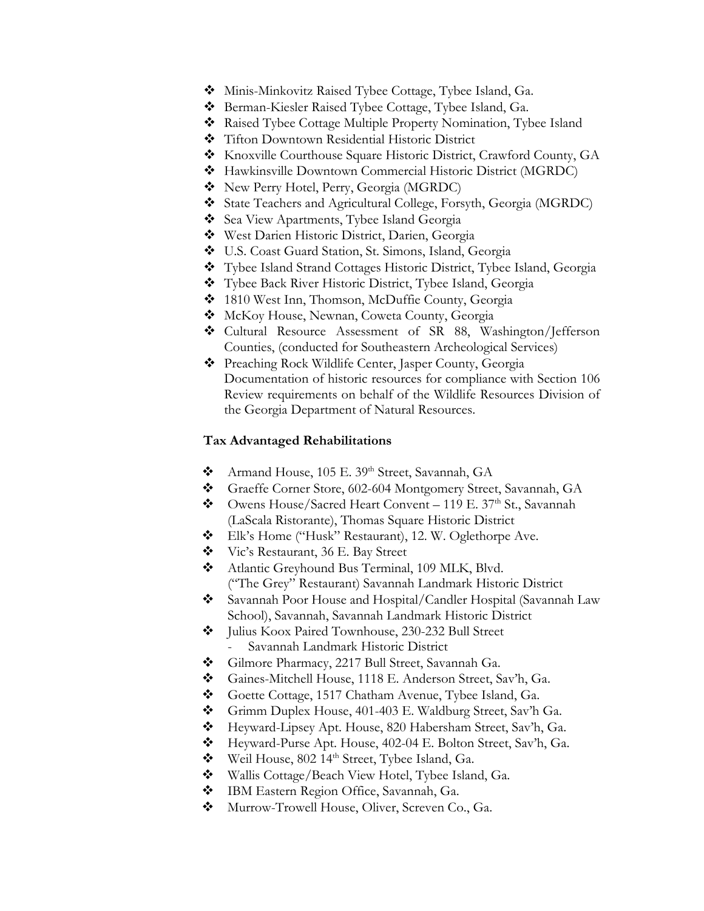- Minis-Minkovitz Raised Tybee Cottage, Tybee Island, Ga.
- Berman-Kiesler Raised Tybee Cottage, Tybee Island, Ga.
- Raised Tybee Cottage Multiple Property Nomination, Tybee Island
- Tifton Downtown Residential Historic District
- Knoxville Courthouse Square Historic District, Crawford County, GA
- Hawkinsville Downtown Commercial Historic District (MGRDC)
- New Perry Hotel, Perry, Georgia (MGRDC)
- State Teachers and Agricultural College, Forsyth, Georgia (MGRDC)
- Sea View Apartments, Tybee Island Georgia
- West Darien Historic District, Darien, Georgia
- U.S. Coast Guard Station, St. Simons, Island, Georgia
- Tybee Island Strand Cottages Historic District, Tybee Island, Georgia
- Tybee Back River Historic District, Tybee Island, Georgia
- 1810 West Inn, Thomson, McDuffie County, Georgia
- McKoy House, Newnan, Coweta County, Georgia
- Cultural Resource Assessment of SR 88, Washington/Jefferson Counties, (conducted for Southeastern Archeological Services)
- Preaching Rock Wildlife Center, Jasper County, Georgia
  Documentation of historic resources for compliance with Section 106 Review requirements on behalf of the Wildlife Resources Division of the Georgia Department of Natural Resources.

**Tax Advantaged Rehabilitations**

- Armand House, 105 E. 39th Street, Savannah, GA
- Graeffe Corner Store, 602-604 Montgomery Street, Savannah, GA
- Owens House/Sacred Heart Convent – 119 E. 37th St., Savannah (LaScala Ristorante), Thomas Square Historic District
- Elk's Home ("Husk" Restaurant), 12. W. Oglethorpe Ave.
- Vic's Restaurant, 36 E. Bay Street
- Atlantic Greyhound Bus Terminal, 109 MLK, Blvd. ("The Grey" Restaurant) Savannah Landmark Historic District
- Savannah Poor House and Hospital/Candler Hospital (Savannah Law School), Savannah, Savannah Landmark Historic District
- Julius Koox Paired Townhouse, 230-232 Bull Street
  - Savannah Landmark Historic District
- Gilmore Pharmacy, 2217 Bull Street, Savannah Ga.
- Gaines-Mitchell House, 1118 E. Anderson Street, Sav'h, Ga.
- Goette Cottage, 1517 Chatham Avenue, Tybee Island, Ga.
- Grimm Duplex House, 401-403 E. Waldburg Street, Sav'h Ga.
- Heyward-Lipsey Apt. House, 820 Habersham Street, Sav'h, Ga.
- Heyward-Purse Apt. House, 402-04 E. Bolton Street, Sav'h, Ga.
- Weil House, 802 14th Street, Tybee Island, Ga.
- Wallis Cottage/Beach View Hotel, Tybee Island, Ga.
- IBM Eastern Region Office, Savannah, Ga.
- Murrow-Trowell House, Oliver, Screven Co., Ga.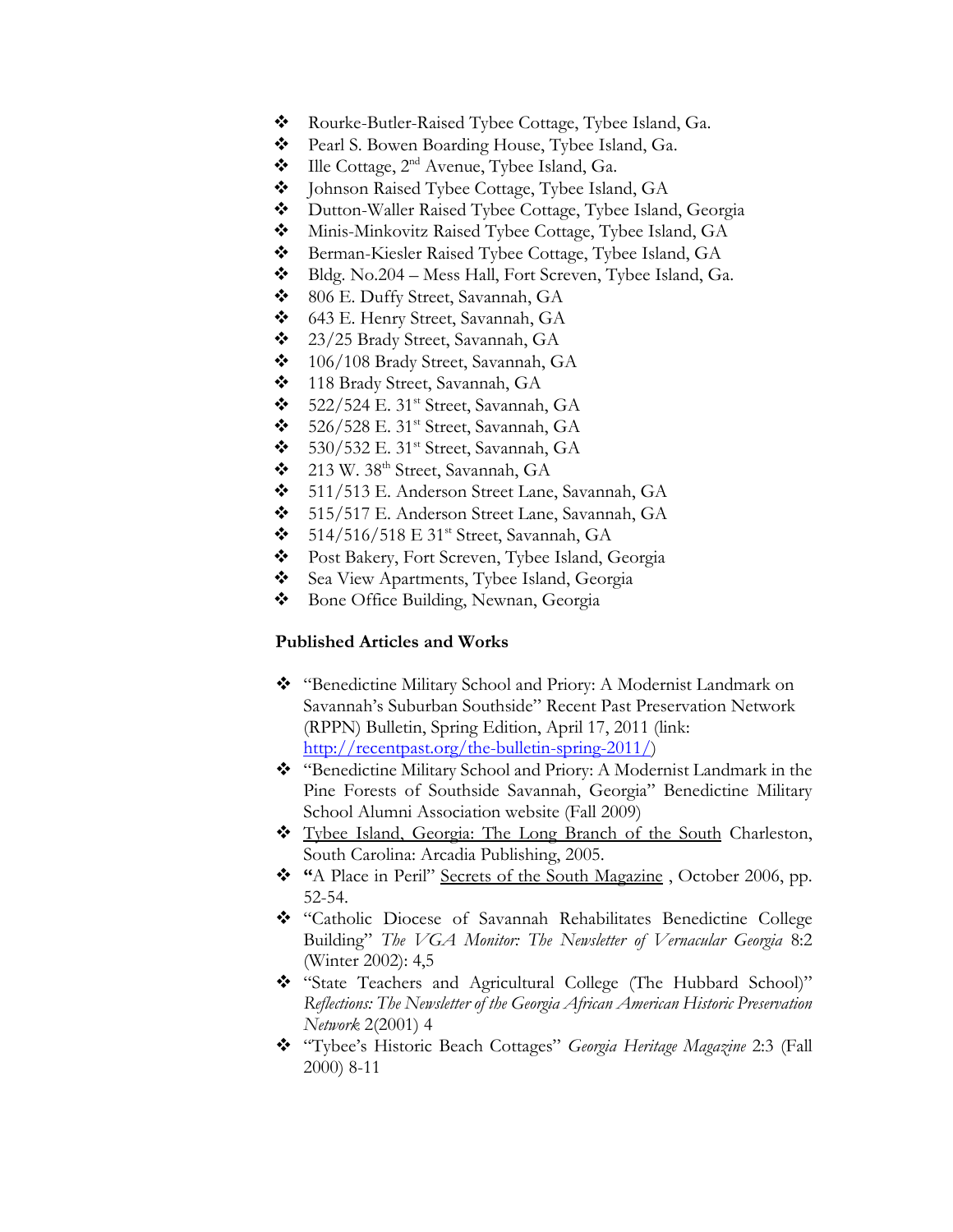- Rourke-Butler-Raised Tybee Cottage, Tybee Island, Ga.
- Pearl S. Bowen Boarding House, Tybee Island, Ga.
- Ille Cottage, 2nd Avenue, Tybee Island, Ga.
- Johnson Raised Tybee Cottage, Tybee Island, GA
- Dutton-Waller Raised Tybee Cottage, Tybee Island, Georgia
- Minis-Minkovitz Raised Tybee Cottage, Tybee Island, GA
- Berman-Kiesler Raised Tybee Cottage, Tybee Island, GA
- Bldg. No.204 – Mess Hall, Fort Screven, Tybee Island, Ga.
- 806 E. Duffy Street, Savannah, GA
- 643 E. Henry Street, Savannah, GA
- 23/25 Brady Street, Savannah, GA
- 106/108 Brady Street, Savannah, GA
- 118 Brady Street, Savannah, GA
- 522/524 E. 31st Street, Savannah, GA
- 526/528 E. 31st Street, Savannah, GA
- 530/532 E. 31st Street, Savannah, GA
- 213 W. 38th Street, Savannah, GA
- 511/513 E. Anderson Street Lane, Savannah, GA
- 515/517 E. Anderson Street Lane, Savannah, GA
- 514/516/518 E 31st Street, Savannah, GA
- Post Bakery, Fort Screven, Tybee Island, Georgia
- Sea View Apartments, Tybee Island, Georgia
- Bone Office Building, Newnan, Georgia

**Published Articles and Works**

- "Benedictine Military School and Priory: A Modernist Landmark on Savannah's Suburban Southside" Recent Past Preservation Network (RPPN) Bulletin, Spring Edition, April 17, 2011 (link: http://recentpast.org/the-bulletin-spring-2011/)
- "Benedictine Military School and Priory: A Modernist Landmark in the Pine Forests of Southside Savannah, Georgia" Benedictine Military School Alumni Association website (Fall 2009)
- Tybee Island, Georgia: The Long Branch of the South Charleston, South Carolina: Arcadia Publishing, 2005.
- **"**A Place in Peril" Secrets of the South Magazine , October 2006, pp. 52-54.
- "Catholic Diocese of Savannah Rehabilitates Benedictine College Building" *The VGA Monitor: The Newsletter of Vernacular Georgia* 8:2 (Winter 2002): 4,5
- "State Teachers and Agricultural College (The Hubbard School)" *Reflections: The Newsletter of the Georgia African American Historic Preservation Network* 2(2001) 4
- "Tybee's Historic Beach Cottages" *Georgia Heritage Magazine* 2:3 (Fall 2000) 8-11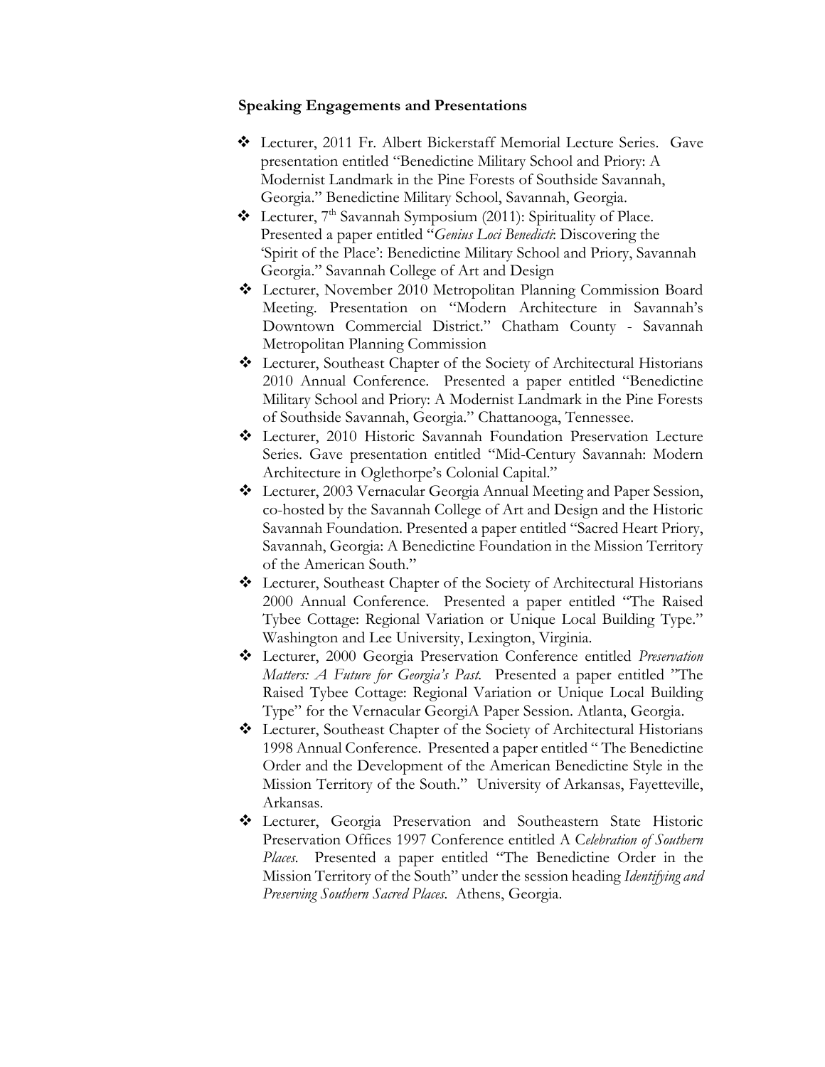**Speaking Engagements and Presentations**

- Lecturer, 2011 Fr. Albert Bickerstaff Memorial Lecture Series. Gave presentation entitled "Benedictine Military School and Priory: A Modernist Landmark in the Pine Forests of Southside Savannah, Georgia." Benedictine Military School, Savannah, Georgia.
- Lecturer, 7th Savannah Symposium (2011): Spirituality of Place. Presented a paper entitled "*Genius Loci Benedicti*: Discovering the 'Spirit of the Place': Benedictine Military School and Priory, Savannah Georgia." Savannah College of Art and Design
- Lecturer, November 2010 Metropolitan Planning Commission Board Meeting. Presentation on "Modern Architecture in Savannah's Downtown Commercial District." Chatham County - Savannah Metropolitan Planning Commission
- Lecturer, Southeast Chapter of the Society of Architectural Historians 2010 Annual Conference. Presented a paper entitled "Benedictine Military School and Priory: A Modernist Landmark in the Pine Forests of Southside Savannah, Georgia." Chattanooga, Tennessee.
- Lecturer, 2010 Historic Savannah Foundation Preservation Lecture Series. Gave presentation entitled "Mid-Century Savannah: Modern Architecture in Oglethorpe's Colonial Capital."
- Lecturer, 2003 Vernacular Georgia Annual Meeting and Paper Session, co-hosted by the Savannah College of Art and Design and the Historic Savannah Foundation. Presented a paper entitled "Sacred Heart Priory, Savannah, Georgia: A Benedictine Foundation in the Mission Territory of the American South."
- Lecturer, Southeast Chapter of the Society of Architectural Historians 2000 Annual Conference. Presented a paper entitled "The Raised Tybee Cottage: Regional Variation or Unique Local Building Type." Washington and Lee University, Lexington, Virginia.
- Lecturer, 2000 Georgia Preservation Conference entitled *Preservation Matters: A Future for Georgia's Past.* Presented a paper entitled "The Raised Tybee Cottage: Regional Variation or Unique Local Building Type" for the Vernacular GeorgiA Paper Session. Atlanta, Georgia.
- Lecturer, Southeast Chapter of the Society of Architectural Historians 1998 Annual Conference. Presented a paper entitled " The Benedictine Order and the Development of the American Benedictine Style in the Mission Territory of the South." University of Arkansas, Fayetteville, Arkansas.
- Lecturer, Georgia Preservation and Southeastern State Historic Preservation Offices 1997 Conference entitled A C*elebration of Southern Places*. Presented a paper entitled "The Benedictine Order in the Mission Territory of the South" under the session heading *Identifying and Preserving Southern Sacred Places*. Athens, Georgia.